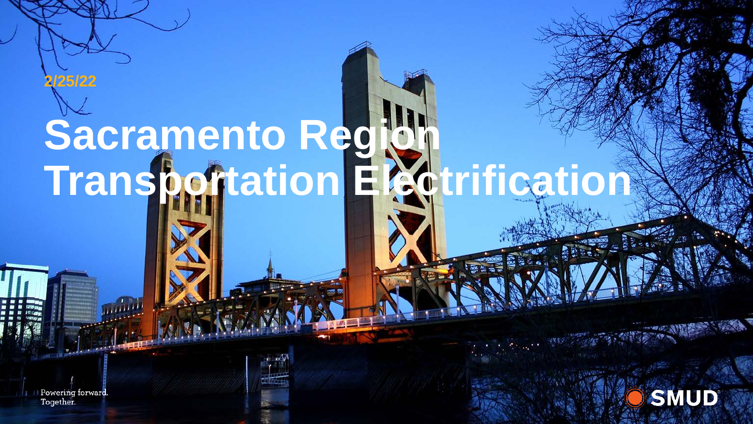2/25/22

# Sacramento Region Transportation Electrification

Powering forward. Together.

SMUD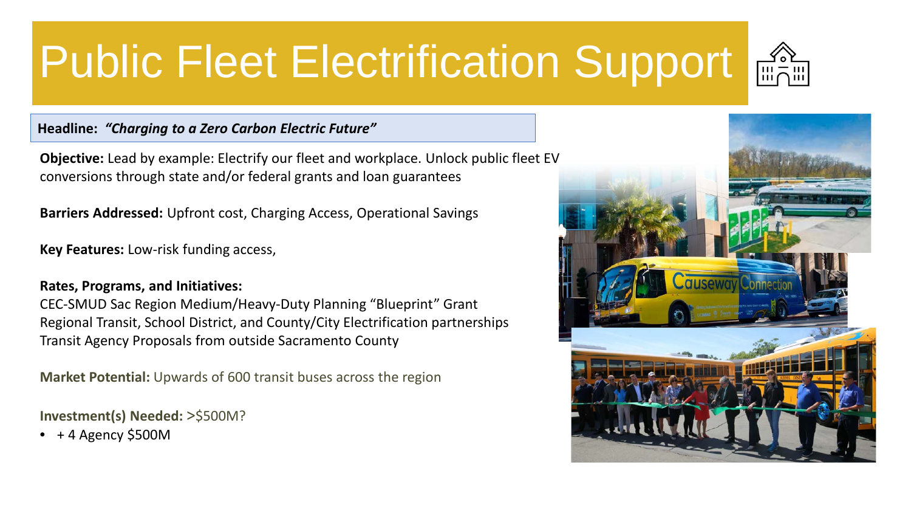# Public Fleet Electrification Support

**Headline:** ***"Charging to a Zero Carbon Electric Future"***

**Objective:** Lead by example: Electrify our fleet and workplace. Unlock public fleet EV conversions through state and/or federal grants and loan guarantees

**Barriers Addressed:** Upfront cost, Charging Access, Operational Savings

**Key Features:** Low-risk funding access,

**Rates, Programs, and Initiatives:**
CEC-SMUD Sac Region Medium/Heavy-Duty Planning "Blueprint" Grant
Regional Transit, School District, and County/City Electrification partnerships
Transit Agency Proposals from outside Sacramento County

**Market Potential:** Upwards of 600 transit buses across the region

**Investment(s) Needed:** >$500M?

- + 4 Agency $500M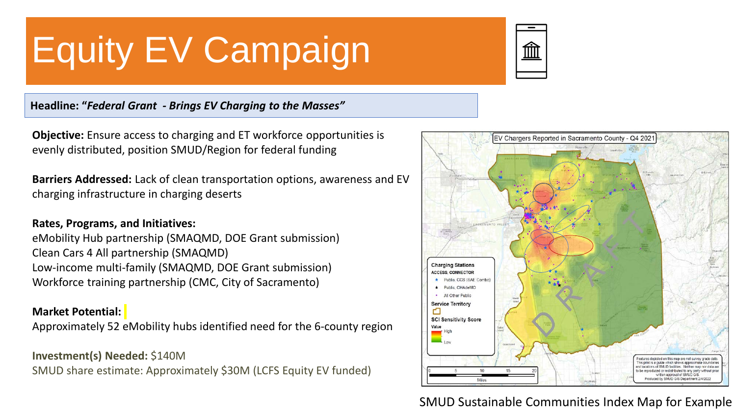# Equity EV Campaign

**Headline: "*Federal Grant - Brings EV Charging to the Masses*"**

**Objective:** Ensure access to charging and ET workforce opportunities is evenly distributed, position SMUD/Region for federal funding

**Barriers Addressed:** Lack of clean transportation options, awareness and EV charging infrastructure in charging deserts

**Rates, Programs, and Initiatives:**
eMobility Hub partnership (SMAQMD, DOE Grant submission)
Clean Cars 4 All partnership (SMAQMD)
Low-income multi-family (SMAQMD, DOE Grant submission)
Workforce training partnership (CMC, City of Sacramento)

**Market Potential:**
Approximately 52 eMobility hubs identified need for the 6-county region

**Investment(s) Needed:** $140M
SMUD share estimate: Approximately $30M (LCFS Equity EV funded)

SMUD Sustainable Communities Index Map for Example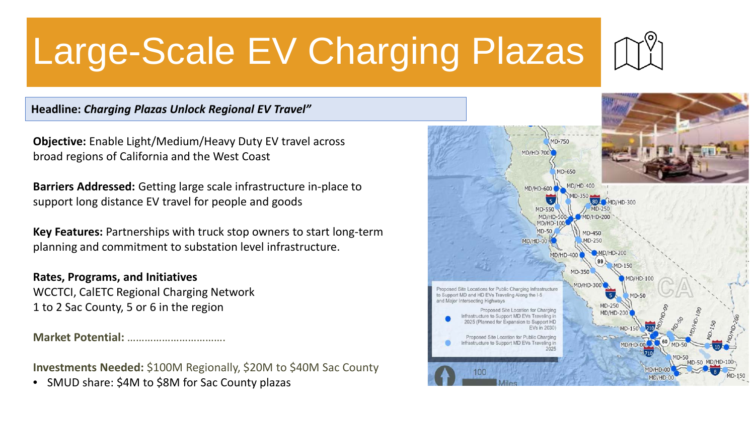# Large-Scale EV Charging Plazas

**Headline:** ***Charging Plazas Unlock Regional EV Travel"***

**Objective:** Enable Light/Medium/Heavy Duty EV travel across broad regions of California and the West Coast

**Barriers Addressed:** Getting large scale infrastructure in-place to support long distance EV travel for people and goods

**Key Features:** Partnerships with truck stop owners to start long-term planning and commitment to substation level infrastructure.

**Rates, Programs, and Initiatives**
WCCTCI, CalETC Regional Charging Network
1 to 2 Sac County, 5 or 6 in the region

**Market Potential:** …………………………….

**Investments Needed:** $100M Regionally, $20M to $40M Sac County

- SMUD share: $4M to $8M for Sac County plazas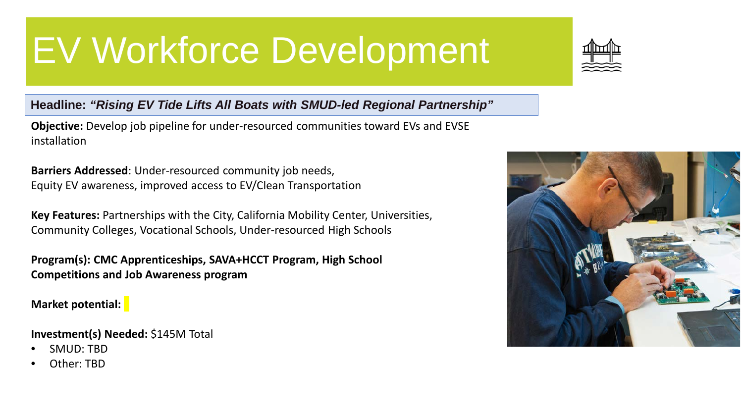# EV Workforce Development

**Headline:** ***"Rising EV Tide Lifts All Boats with SMUD-led Regional Partnership"***

**Objective:** Develop job pipeline for under-resourced communities toward EVs and EVSE installation

**Barriers Addressed**: Under-resourced community job needs, Equity EV awareness, improved access to EV/Clean Transportation

**Key Features:** Partnerships with the City, California Mobility Center, Universities, Community Colleges, Vocational Schools, Under-resourced High Schools

**Program(s): CMC Apprenticeships, SAVA+HCCT Program, High School Competitions and Job Awareness program**

**Market potential:**

**Investment(s) Needed:** $145M Total

- SMUD: TBD
- Other: TBD